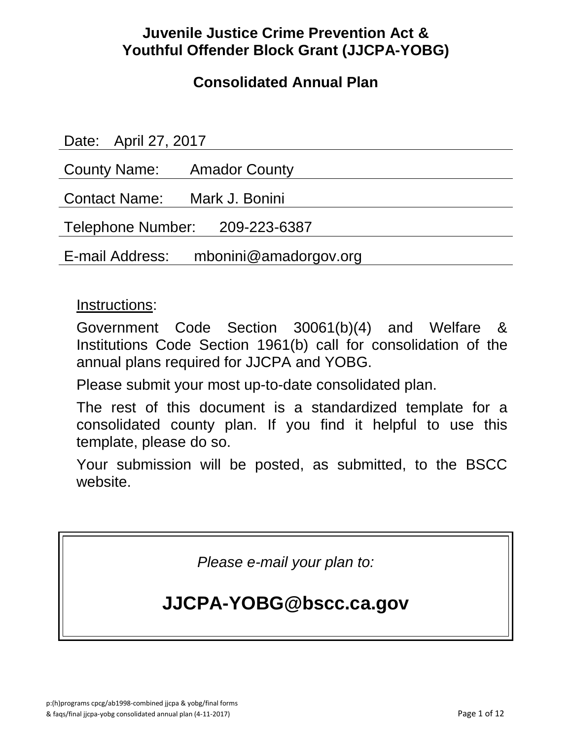# Juvenile Justice Crime Prevention Act & Youthful Offender Block Grant (JJCPA-YOBG)

## Consolidated Annual Plan

Date: April 27, 2017

County Name: Amador County

Contact Name: Mark J. Bonini

Telephone Number: 209-223-6387

E-mail Address: mbonini@amadorgov.org

Instructions:

Government Code Section 30061(b)(4) and Welfare & Institutions Code Section 1961(b) call for consolidation of the annual plans required for JJCPA and YOBG.

Please submit your most up-to-date consolidated plan.

The rest of this document is a standardized template for a consolidated county plan. If you find it helpful to use this template, please do so.

Your submission will be posted, as submitted, to the BSCC website.

*Please e-mail your plan to:*

**JJCPA-YOBG@bscc.ca.gov**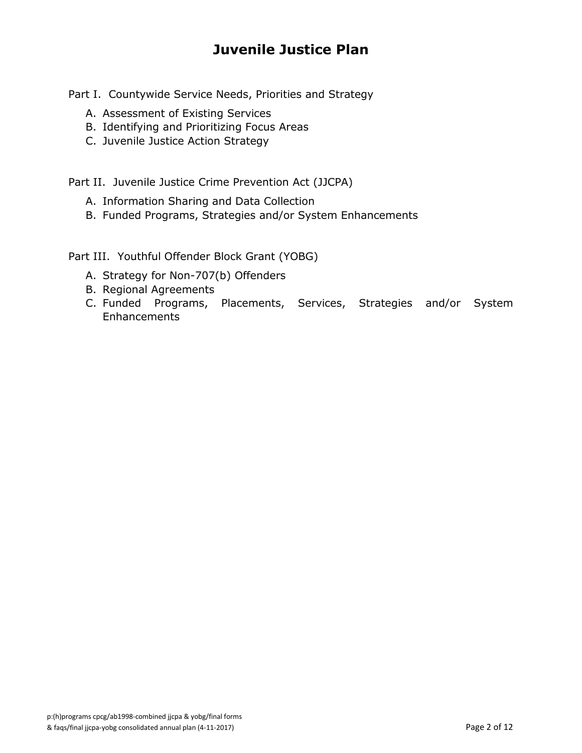# Juvenile Justice Plan

Part I. Countywide Service Needs, Priorities and Strategy

A. Assessment of Existing Services
B. Identifying and Prioritizing Focus Areas
C. Juvenile Justice Action Strategy

Part II. Juvenile Justice Crime Prevention Act (JJCPA)

A. Information Sharing and Data Collection
B. Funded Programs, Strategies and/or System Enhancements

Part III. Youthful Offender Block Grant (YOBG)

A. Strategy for Non-707(b) Offenders
B. Regional Agreements
C. Funded Programs, Placements, Services, Strategies and/or System Enhancements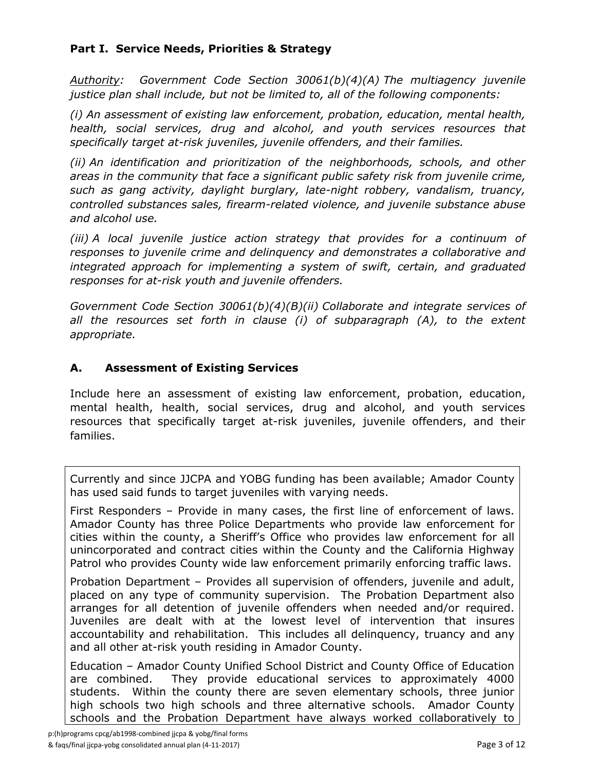## Part I. Service Needs, Priorities & Strategy

*Authority: Government Code Section 30061(b)(4)(A) The multiagency juvenile justice plan shall include, but not be limited to, all of the following components:*

*(i) An assessment of existing law enforcement, probation, education, mental health, health, social services, drug and alcohol, and youth services resources that specifically target at-risk juveniles, juvenile offenders, and their families.*

*(ii) An identification and prioritization of the neighborhoods, schools, and other areas in the community that face a significant public safety risk from juvenile crime, such as gang activity, daylight burglary, late-night robbery, vandalism, truancy, controlled substances sales, firearm-related violence, and juvenile substance abuse and alcohol use.*

*(iii) A local juvenile justice action strategy that provides for a continuum of responses to juvenile crime and delinquency and demonstrates a collaborative and integrated approach for implementing a system of swift, certain, and graduated responses for at-risk youth and juvenile offenders.*

*Government Code Section 30061(b)(4)(B)(ii) Collaborate and integrate services of all the resources set forth in clause (i) of subparagraph (A), to the extent appropriate.*

## A. Assessment of Existing Services

Include here an assessment of existing law enforcement, probation, education, mental health, health, social services, drug and alcohol, and youth services resources that specifically target at-risk juveniles, juvenile offenders, and their families.

Currently and since JJCPA and YOBG funding has been available; Amador County has used said funds to target juveniles with varying needs.

First Responders – Provide in many cases, the first line of enforcement of laws. Amador County has three Police Departments who provide law enforcement for cities within the county, a Sheriff's Office who provides law enforcement for all unincorporated and contract cities within the County and the California Highway Patrol who provides County wide law enforcement primarily enforcing traffic laws.

Probation Department – Provides all supervision of offenders, juvenile and adult, placed on any type of community supervision. The Probation Department also arranges for all detention of juvenile offenders when needed and/or required. Juveniles are dealt with at the lowest level of intervention that insures accountability and rehabilitation. This includes all delinquency, truancy and any and all other at-risk youth residing in Amador County.

Education – Amador County Unified School District and County Office of Education are combined. They provide educational services to approximately 4000 students. Within the county there are seven elementary schools, three junior high schools two high schools and three alternative schools. Amador County schools and the Probation Department have always worked collaboratively to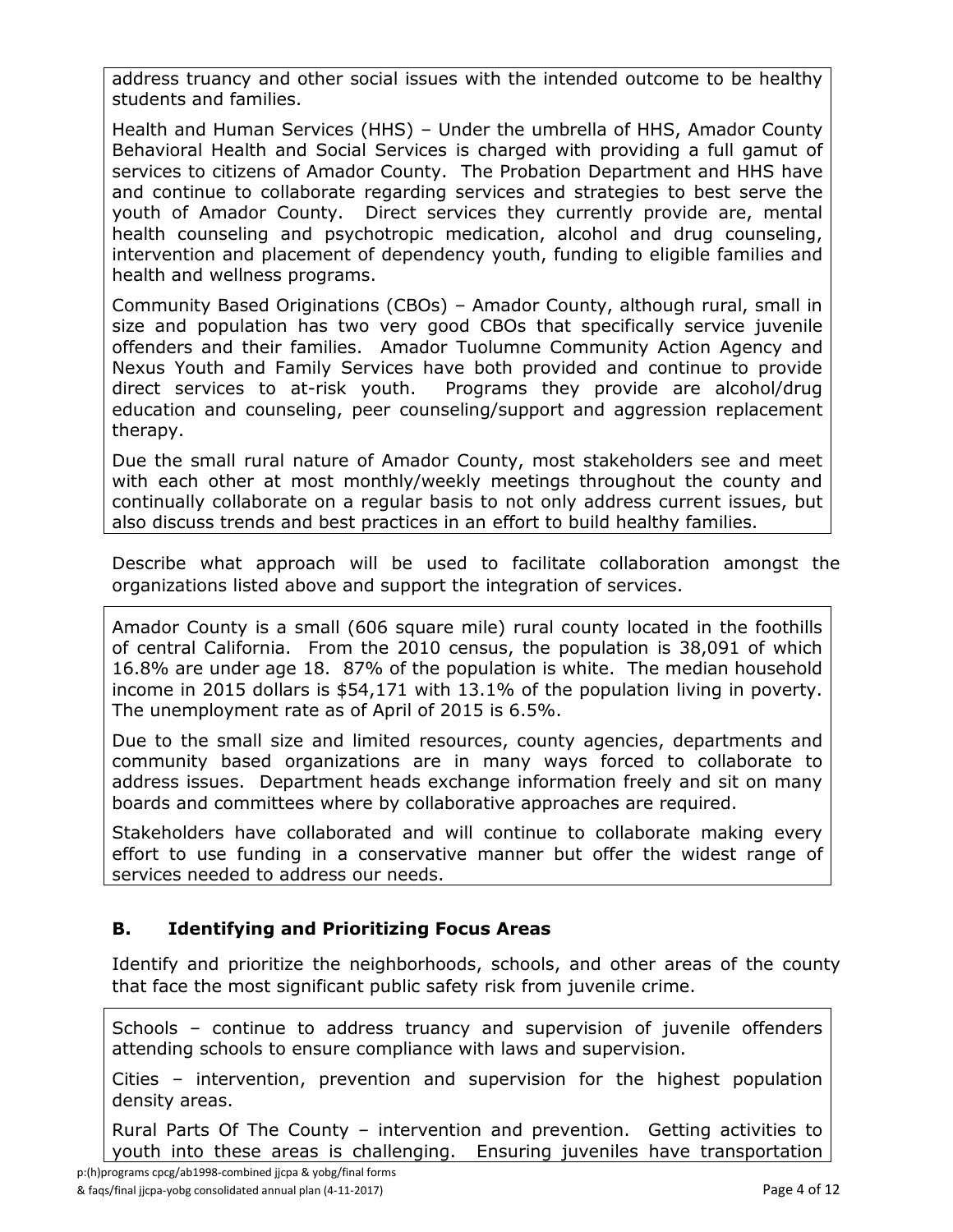address truancy and other social issues with the intended outcome to be healthy students and families.

Health and Human Services (HHS) – Under the umbrella of HHS, Amador County Behavioral Health and Social Services is charged with providing a full gamut of services to citizens of Amador County. The Probation Department and HHS have and continue to collaborate regarding services and strategies to best serve the youth of Amador County. Direct services they currently provide are, mental health counseling and psychotropic medication, alcohol and drug counseling, intervention and placement of dependency youth, funding to eligible families and health and wellness programs.

Community Based Originations (CBOs) – Amador County, although rural, small in size and population has two very good CBOs that specifically service juvenile offenders and their families. Amador Tuolumne Community Action Agency and Nexus Youth and Family Services have both provided and continue to provide direct services to at-risk youth. Programs they provide are alcohol/drug education and counseling, peer counseling/support and aggression replacement therapy.

Due the small rural nature of Amador County, most stakeholders see and meet with each other at most monthly/weekly meetings throughout the county and continually collaborate on a regular basis to not only address current issues, but also discuss trends and best practices in an effort to build healthy families.

Describe what approach will be used to facilitate collaboration amongst the organizations listed above and support the integration of services.

Amador County is a small (606 square mile) rural county located in the foothills of central California. From the 2010 census, the population is 38,091 of which 16.8% are under age 18. 87% of the population is white. The median household income in 2015 dollars is $54,171 with 13.1% of the population living in poverty. The unemployment rate as of April of 2015 is 6.5%.

Due to the small size and limited resources, county agencies, departments and community based organizations are in many ways forced to collaborate to address issues. Department heads exchange information freely and sit on many boards and committees where by collaborative approaches are required.

Stakeholders have collaborated and will continue to collaborate making every effort to use funding in a conservative manner but offer the widest range of services needed to address our needs.

## B. Identifying and Prioritizing Focus Areas

Identify and prioritize the neighborhoods, schools, and other areas of the county that face the most significant public safety risk from juvenile crime.

Schools – continue to address truancy and supervision of juvenile offenders attending schools to ensure compliance with laws and supervision.

Cities – intervention, prevention and supervision for the highest population density areas.

Rural Parts Of The County – intervention and prevention. Getting activities to youth into these areas is challenging. Ensuring juveniles have transportation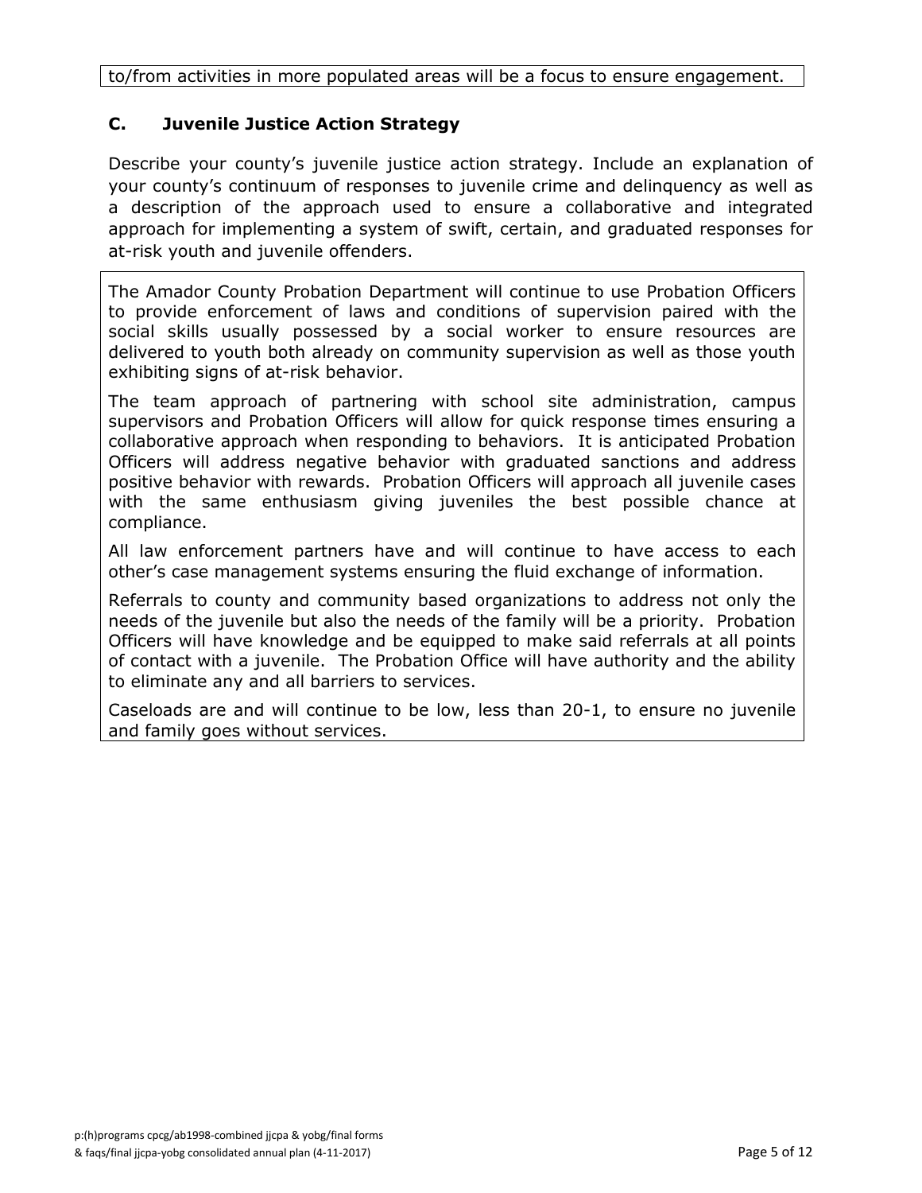to/from activities in more populated areas will be a focus to ensure engagement.

### C. Juvenile Justice Action Strategy

Describe your county's juvenile justice action strategy. Include an explanation of your county's continuum of responses to juvenile crime and delinquency as well as a description of the approach used to ensure a collaborative and integrated approach for implementing a system of swift, certain, and graduated responses for at-risk youth and juvenile offenders.

The Amador County Probation Department will continue to use Probation Officers to provide enforcement of laws and conditions of supervision paired with the social skills usually possessed by a social worker to ensure resources are delivered to youth both already on community supervision as well as those youth exhibiting signs of at-risk behavior.

The team approach of partnering with school site administration, campus supervisors and Probation Officers will allow for quick response times ensuring a collaborative approach when responding to behaviors. It is anticipated Probation Officers will address negative behavior with graduated sanctions and address positive behavior with rewards. Probation Officers will approach all juvenile cases with the same enthusiasm giving juveniles the best possible chance at compliance.

All law enforcement partners have and will continue to have access to each other's case management systems ensuring the fluid exchange of information.

Referrals to county and community based organizations to address not only the needs of the juvenile but also the needs of the family will be a priority. Probation Officers will have knowledge and be equipped to make said referrals at all points of contact with a juvenile. The Probation Office will have authority and the ability to eliminate any and all barriers to services.

Caseloads are and will continue to be low, less than 20-1, to ensure no juvenile and family goes without services.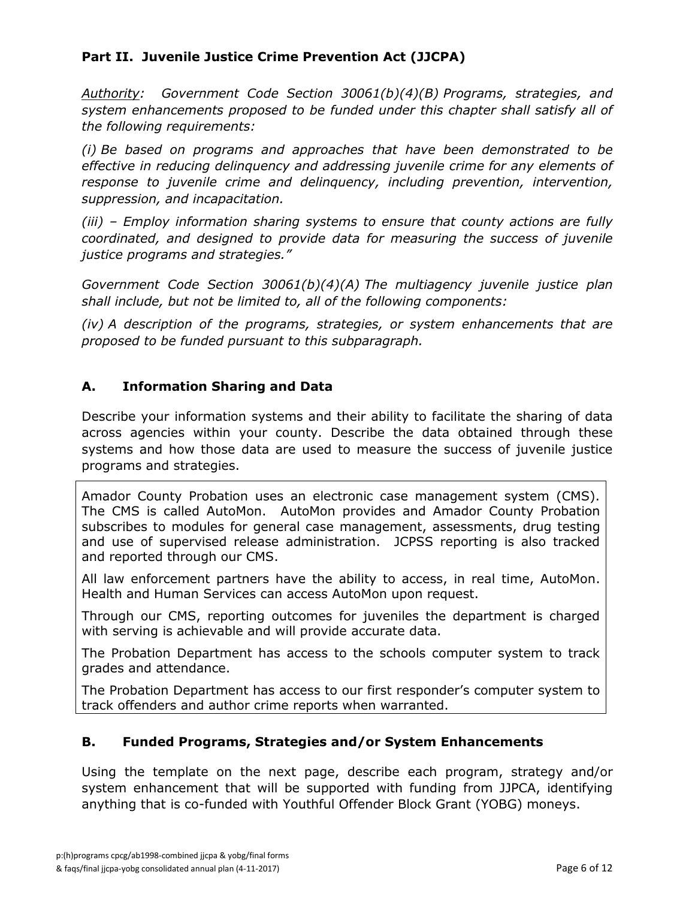## Part II. Juvenile Justice Crime Prevention Act (JJCPA)

*<u>Authority</u>: Government Code Section 30061(b)(4)(B) Programs, strategies, and system enhancements proposed to be funded under this chapter shall satisfy all of the following requirements:*

*(i) Be based on programs and approaches that have been demonstrated to be effective in reducing delinquency and addressing juvenile crime for any elements of response to juvenile crime and delinquency, including prevention, intervention, suppression, and incapacitation.*

*(iii) – Employ information sharing systems to ensure that county actions are fully coordinated, and designed to provide data for measuring the success of juvenile justice programs and strategies."*

*Government Code Section 30061(b)(4)(A) The multiagency juvenile justice plan shall include, but not be limited to, all of the following components:*

*(iv) A description of the programs, strategies, or system enhancements that are proposed to be funded pursuant to this subparagraph.*

### A. Information Sharing and Data

Describe your information systems and their ability to facilitate the sharing of data across agencies within your county. Describe the data obtained through these systems and how those data are used to measure the success of juvenile justice programs and strategies.

Amador County Probation uses an electronic case management system (CMS). The CMS is called AutoMon. AutoMon provides and Amador County Probation subscribes to modules for general case management, assessments, drug testing and use of supervised release administration. JCPSS reporting is also tracked and reported through our CMS.

All law enforcement partners have the ability to access, in real time, AutoMon. Health and Human Services can access AutoMon upon request.

Through our CMS, reporting outcomes for juveniles the department is charged with serving is achievable and will provide accurate data.

The Probation Department has access to the schools computer system to track grades and attendance.

The Probation Department has access to our first responder's computer system to track offenders and author crime reports when warranted.

### B. Funded Programs, Strategies and/or System Enhancements

Using the template on the next page, describe each program, strategy and/or system enhancement that will be supported with funding from JJPCA, identifying anything that is co-funded with Youthful Offender Block Grant (YOBG) moneys.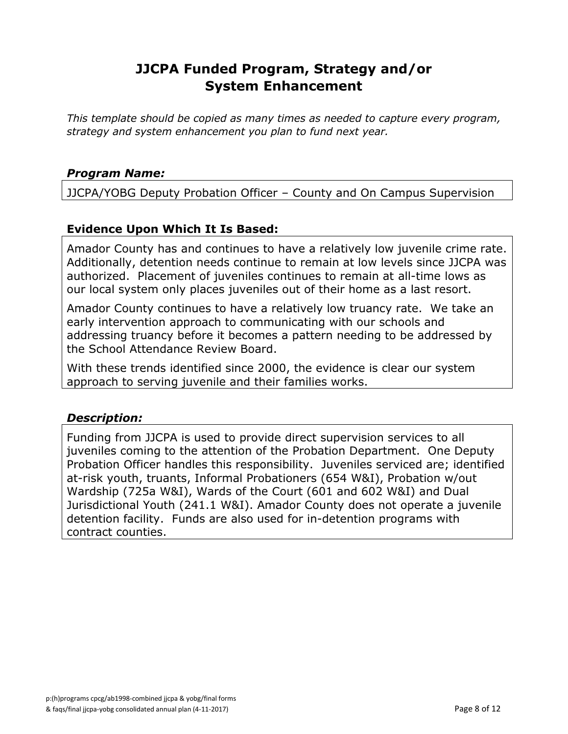# JJCPA Funded Program, Strategy and/or System Enhancement

*This template should be copied as many times as needed to capture every program, strategy and system enhancement you plan to fund next year.*

### *Program Name:*

JJCPA/YOBG Deputy Probation Officer – County and On Campus Supervision

### Evidence Upon Which It Is Based:

Amador County has and continues to have a relatively low juvenile crime rate. Additionally, detention needs continue to remain at low levels since JJCPA was authorized. Placement of juveniles continues to remain at all-time lows as our local system only places juveniles out of their home as a last resort.

Amador County continues to have a relatively low truancy rate. We take an early intervention approach to communicating with our schools and addressing truancy before it becomes a pattern needing to be addressed by the School Attendance Review Board.

With these trends identified since 2000, the evidence is clear our system approach to serving juvenile and their families works.

### *Description:*

Funding from JJCPA is used to provide direct supervision services to all juveniles coming to the attention of the Probation Department. One Deputy Probation Officer handles this responsibility. Juveniles serviced are; identified at-risk youth, truants, Informal Probationers (654 W&I), Probation w/out Wardship (725a W&I), Wards of the Court (601 and 602 W&I) and Dual Jurisdictional Youth (241.1 W&I). Amador County does not operate a juvenile detention facility. Funds are also used for in-detention programs with contract counties.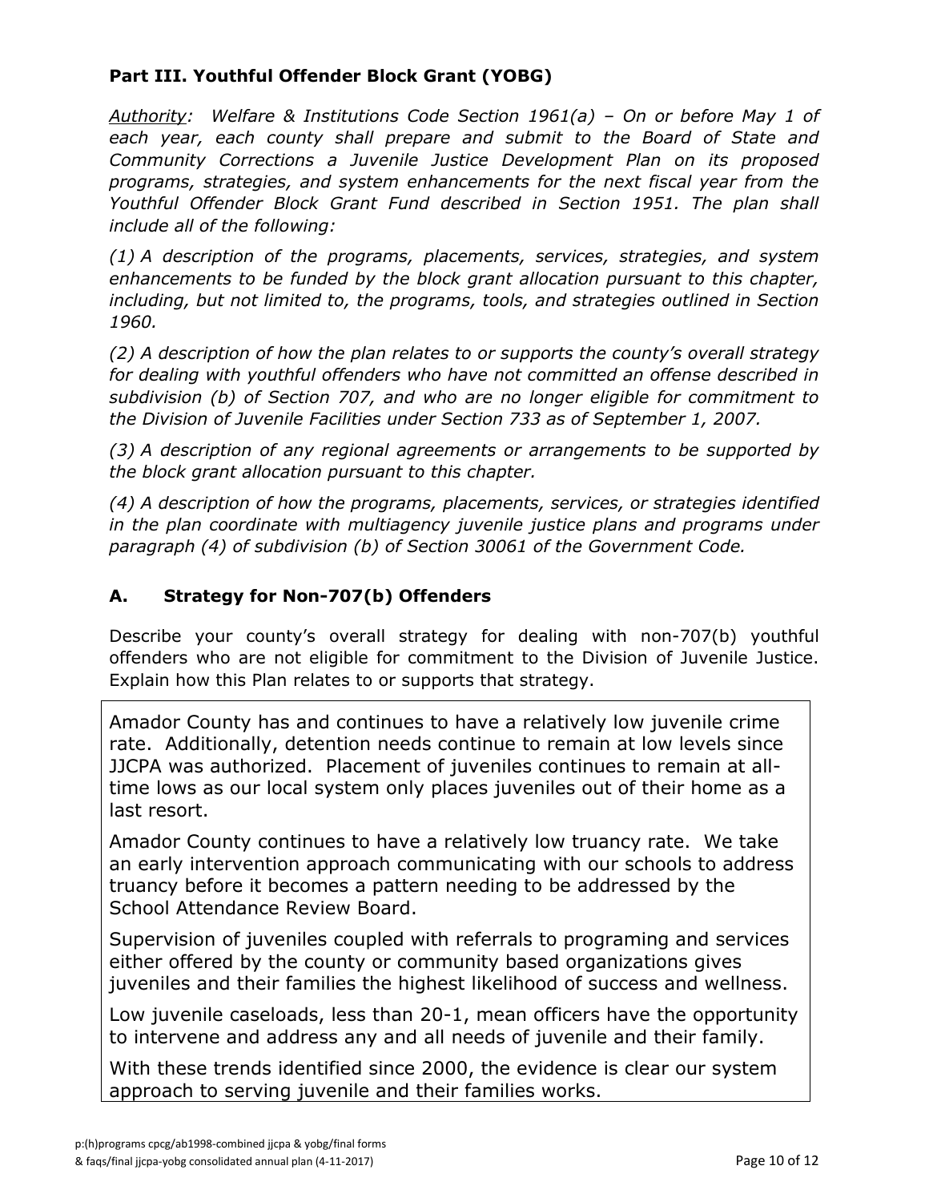## Part III. Youthful Offender Block Grant (YOBG)

*Authority: Welfare & Institutions Code Section 1961(a) – On or before May 1 of each year, each county shall prepare and submit to the Board of State and Community Corrections a Juvenile Justice Development Plan on its proposed programs, strategies, and system enhancements for the next fiscal year from the Youthful Offender Block Grant Fund described in Section 1951. The plan shall include all of the following:*

*(1) A description of the programs, placements, services, strategies, and system enhancements to be funded by the block grant allocation pursuant to this chapter, including, but not limited to, the programs, tools, and strategies outlined in Section 1960.*

*(2) A description of how the plan relates to or supports the county's overall strategy for dealing with youthful offenders who have not committed an offense described in subdivision (b) of Section 707, and who are no longer eligible for commitment to the Division of Juvenile Facilities under Section 733 as of September 1, 2007.*

*(3) A description of any regional agreements or arrangements to be supported by the block grant allocation pursuant to this chapter.*

*(4) A description of how the programs, placements, services, or strategies identified in the plan coordinate with multiagency juvenile justice plans and programs under paragraph (4) of subdivision (b) of Section 30061 of the Government Code.*

### A. Strategy for Non-707(b) Offenders

Describe your county's overall strategy for dealing with non-707(b) youthful offenders who are not eligible for commitment to the Division of Juvenile Justice. Explain how this Plan relates to or supports that strategy.

Amador County has and continues to have a relatively low juvenile crime rate. Additionally, detention needs continue to remain at low levels since JJCPA was authorized. Placement of juveniles continues to remain at all-time lows as our local system only places juveniles out of their home as a last resort.

Amador County continues to have a relatively low truancy rate. We take an early intervention approach communicating with our schools to address truancy before it becomes a pattern needing to be addressed by the School Attendance Review Board.

Supervision of juveniles coupled with referrals to programing and services either offered by the county or community based organizations gives juveniles and their families the highest likelihood of success and wellness.

Low juvenile caseloads, less than 20-1, mean officers have the opportunity to intervene and address any and all needs of juvenile and their family.

With these trends identified since 2000, the evidence is clear our system approach to serving juvenile and their families works.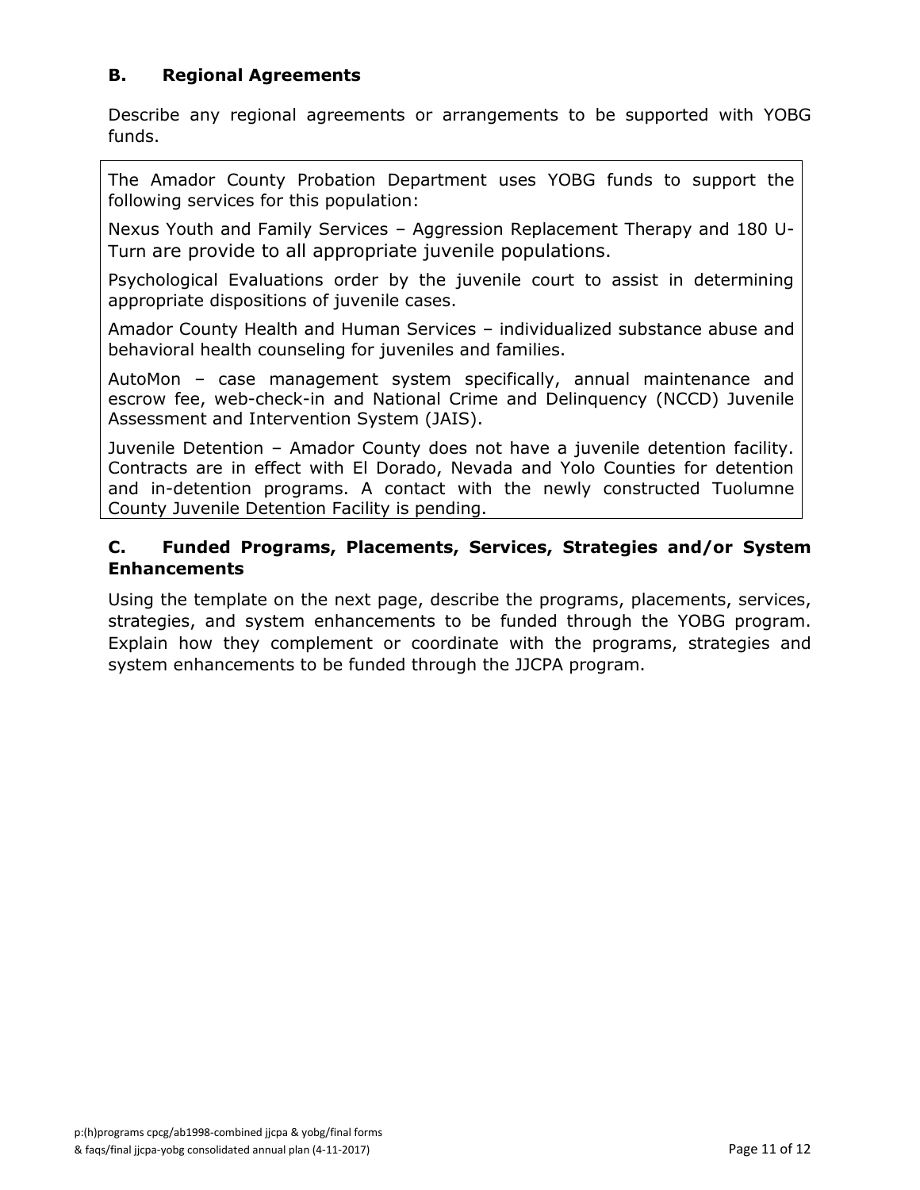### B. Regional Agreements

Describe any regional agreements or arrangements to be supported with YOBG funds.

The Amador County Probation Department uses YOBG funds to support the following services for this population:

Nexus Youth and Family Services – Aggression Replacement Therapy and 180 U-Turn are provide to all appropriate juvenile populations.

Psychological Evaluations order by the juvenile court to assist in determining appropriate dispositions of juvenile cases.

Amador County Health and Human Services – individualized substance abuse and behavioral health counseling for juveniles and families.

AutoMon – case management system specifically, annual maintenance and escrow fee, web-check-in and National Crime and Delinquency (NCCD) Juvenile Assessment and Intervention System (JAIS).

Juvenile Detention – Amador County does not have a juvenile detention facility. Contracts are in effect with El Dorado, Nevada and Yolo Counties for detention and in-detention programs. A contact with the newly constructed Tuolumne County Juvenile Detention Facility is pending.

### C. Funded Programs, Placements, Services, Strategies and/or System Enhancements

Using the template on the next page, describe the programs, placements, services, strategies, and system enhancements to be funded through the YOBG program. Explain how they complement or coordinate with the programs, strategies and system enhancements to be funded through the JJCPA program.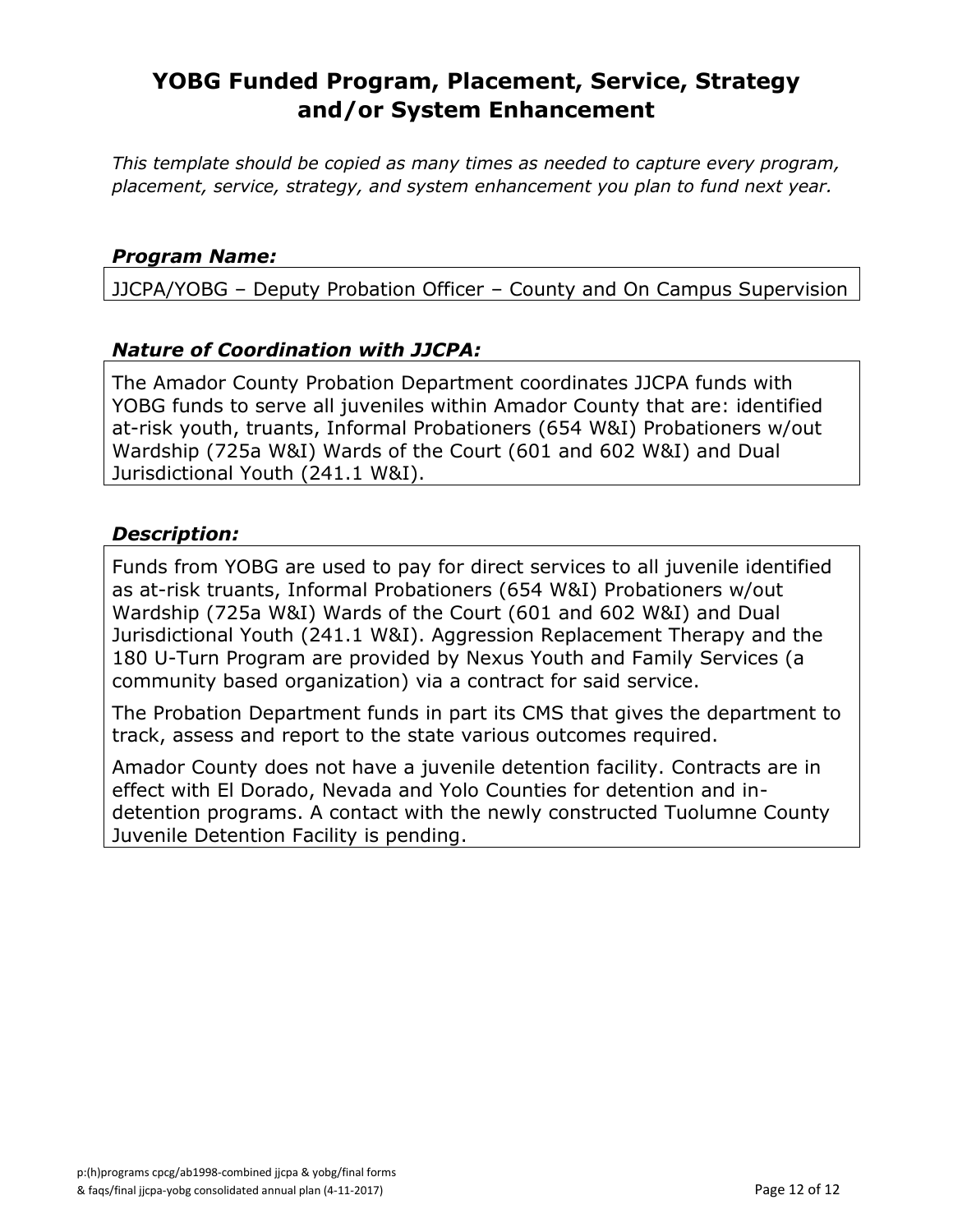# YOBG Funded Program, Placement, Service, Strategy and/or System Enhancement

*This template should be copied as many times as needed to capture every program, placement, service, strategy, and system enhancement you plan to fund next year.*

### *Program Name:*

JJCPA/YOBG – Deputy Probation Officer – County and On Campus Supervision

### *Nature of Coordination with JJCPA:*

The Amador County Probation Department coordinates JJCPA funds with YOBG funds to serve all juveniles within Amador County that are: identified at-risk youth, truants, Informal Probationers (654 W&I) Probationers w/out Wardship (725a W&I) Wards of the Court (601 and 602 W&I) and Dual Jurisdictional Youth (241.1 W&I).

### *Description:*

Funds from YOBG are used to pay for direct services to all juvenile identified as at-risk truants, Informal Probationers (654 W&I) Probationers w/out Wardship (725a W&I) Wards of the Court (601 and 602 W&I) and Dual Jurisdictional Youth (241.1 W&I). Aggression Replacement Therapy and the 180 U-Turn Program are provided by Nexus Youth and Family Services (a community based organization) via a contract for said service.

The Probation Department funds in part its CMS that gives the department to track, assess and report to the state various outcomes required.

Amador County does not have a juvenile detention facility. Contracts are in effect with El Dorado, Nevada and Yolo Counties for detention and in-detention programs. A contact with the newly constructed Tuolumne County Juvenile Detention Facility is pending.